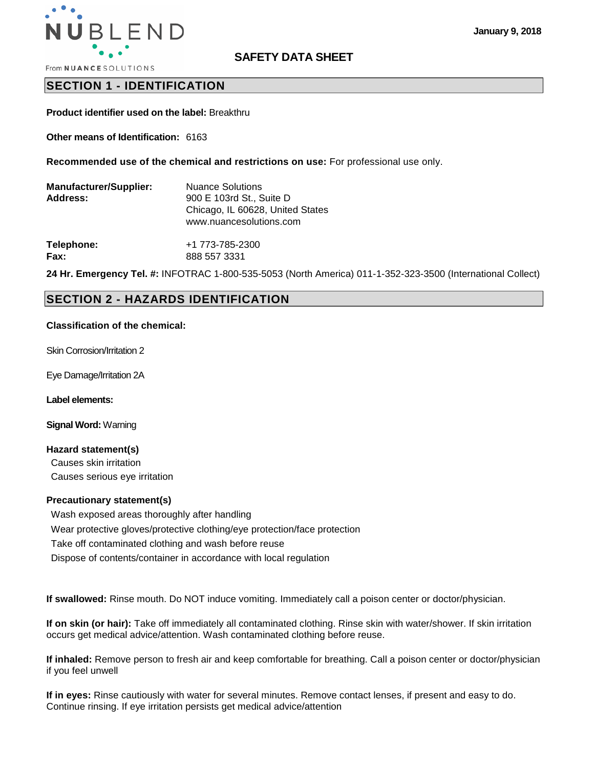NUBLEND

From NUANCE SOLUTIONS

January 9, 2018

# SAFETY DATA SHEET

## SECTION 1 - IDENTIFICATION

**Product identifier used on the label:** Breakthru

**Other means of Identification:** 6163

**Recommended use of the chemical and restrictions on use:** For professional use only.

**Manufacturer/Supplier:** Nuance Solutions
**Address:** 900 E 103rd St., Suite D
Chicago, IL 60628, United States
www.nuancesolutions.com

**Telephone:** +1 773-785-2300
**Fax:** 888 557 3331

**24 Hr. Emergency Tel. #:** INFOTRAC 1-800-535-5053 (North America) 011-1-352-323-3500 (International Collect)

## SECTION 2 - HAZARDS IDENTIFICATION

**Classification of the chemical:**

Skin Corrosion/Irritation 2

Eye Damage/Irritation 2A

**Label elements:**

**Signal Word:** Warning

**Hazard statement(s)**

Causes skin irritation
Causes serious eye irritation

**Precautionary statement(s)**

Wash exposed areas thoroughly after handling
Wear protective gloves/protective clothing/eye protection/face protection
Take off contaminated clothing and wash before reuse
Dispose of contents/container in accordance with local regulation

**If swallowed:** Rinse mouth. Do NOT induce vomiting. Immediately call a poison center or doctor/physician.

**If on skin (or hair):** Take off immediately all contaminated clothing. Rinse skin with water/shower. If skin irritation occurs get medical advice/attention. Wash contaminated clothing before reuse.

**If inhaled:** Remove person to fresh air and keep comfortable for breathing. Call a poison center or doctor/physician if you feel unwell

**If in eyes:** Rinse cautiously with water for several minutes. Remove contact lenses, if present and easy to do. Continue rinsing. If eye irritation persists get medical advice/attention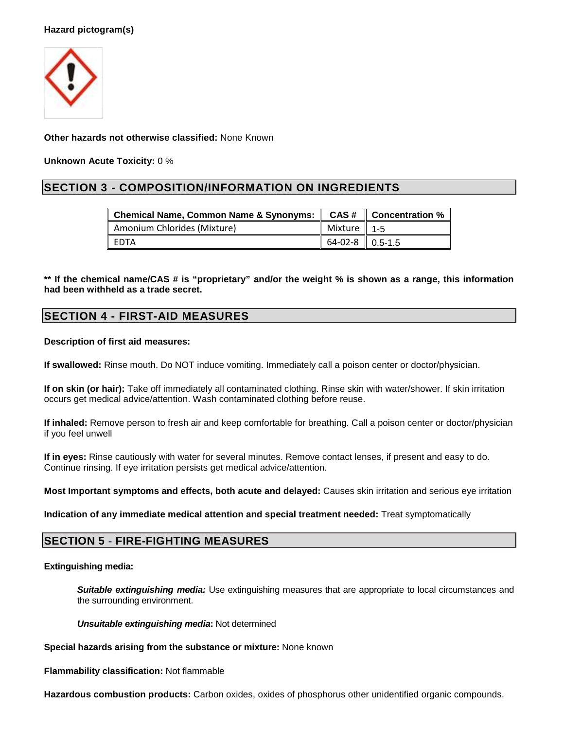**Hazard pictogram(s)**

**Other hazards not otherwise classified:** None Known

**Unknown Acute Toxicity:** 0 %

## SECTION 3 - COMPOSITION/INFORMATION ON INGREDIENTS

| Chemical Name, Common Name & Synonyms: | CAS # | Concentration % |
|---|---|---|
| Amonium Chlorides (Mixture) | Mixture | 1-5 |
| EDTA | 64-02-8 | 0.5-1.5 |

**\*\* If the chemical name/CAS # is "proprietary" and/or the weight % is shown as a range, this information had been withheld as a trade secret.**

## SECTION 4 - FIRST-AID MEASURES

**Description of first aid measures:**

**If swallowed:** Rinse mouth. Do NOT induce vomiting. Immediately call a poison center or doctor/physician.

**If on skin (or hair):** Take off immediately all contaminated clothing. Rinse skin with water/shower. If skin irritation occurs get medical advice/attention. Wash contaminated clothing before reuse.

**If inhaled:** Remove person to fresh air and keep comfortable for breathing. Call a poison center or doctor/physician if you feel unwell

**If in eyes:** Rinse cautiously with water for several minutes. Remove contact lenses, if present and easy to do. Continue rinsing. If eye irritation persists get medical advice/attention.

**Most Important symptoms and effects, both acute and delayed:** Causes skin irritation and serious eye irritation

**Indication of any immediate medical attention and special treatment needed:** Treat symptomatically

## SECTION 5 - FIRE-FIGHTING MEASURES

**Extinguishing media:**

***Suitable extinguishing media:*** Use extinguishing measures that are appropriate to local circumstances and the surrounding environment.

***Unsuitable extinguishing media*:** Not determined

**Special hazards arising from the substance or mixture:** None known

**Flammability classification:** Not flammable

**Hazardous combustion products:** Carbon oxides, oxides of phosphorus other unidentified organic compounds.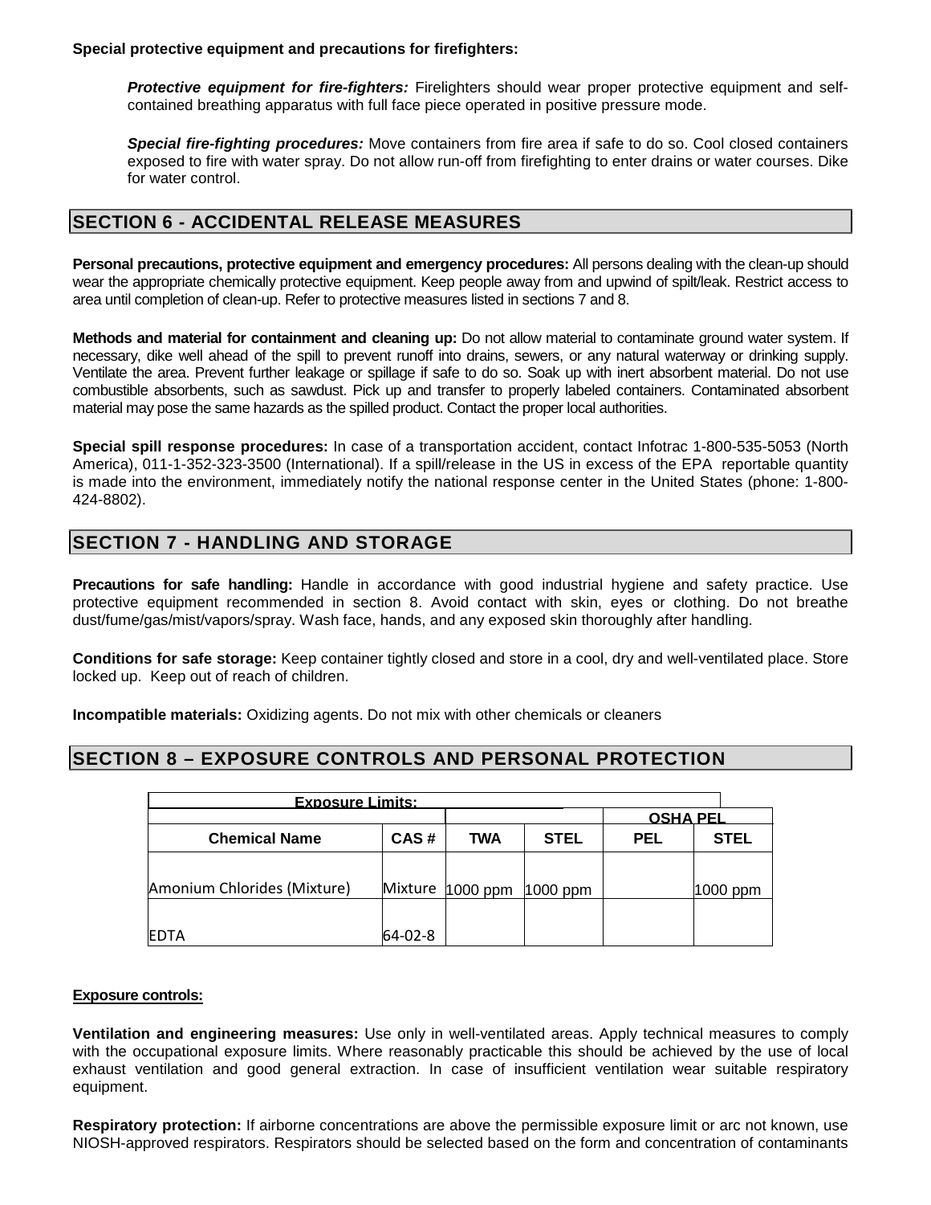**Special protective equipment and precautions for firefighters:**

***Protective equipment for fire-fighters:*** Firelighters should wear proper protective equipment and self-contained breathing apparatus with full face piece operated in positive pressure mode.

***Special fire-fighting procedures:*** Move containers from fire area if safe to do so. Cool closed containers exposed to fire with water spray. Do not allow run-off from firefighting to enter drains or water courses. Dike for water control.

## SECTION 6 - ACCIDENTAL RELEASE MEASURES

**Personal precautions, protective equipment and emergency procedures:** All persons dealing with the clean-up should wear the appropriate chemically protective equipment. Keep people away from and upwind of spilt/leak. Restrict access to area until completion of clean-up. Refer to protective measures listed in sections 7 and 8.

**Methods and material for containment and cleaning up:** Do not allow material to contaminate ground water system. If necessary, dike well ahead of the spill to prevent runoff into drains, sewers, or any natural waterway or drinking supply. Ventilate the area. Prevent further leakage or spillage if safe to do so. Soak up with inert absorbent material. Do not use combustible absorbents, such as sawdust. Pick up and transfer to properly labeled containers. Contaminated absorbent material may pose the same hazards as the spilled product. Contact the proper local authorities.

**Special spill response procedures:** In case of a transportation accident, contact Infotrac 1-800-535-5053 (North America), 011-1-352-323-3500 (International). If a spill/release in the US in excess of the EPA reportable quantity is made into the environment, immediately notify the national response center in the United States (phone: 1-800-424-8802).

## SECTION 7 - HANDLING AND STORAGE

**Precautions for safe handling:** Handle in accordance with good industrial hygiene and safety practice. Use protective equipment recommended in section 8. Avoid contact with skin, eyes or clothing. Do not breathe dust/fume/gas/mist/vapors/spray. Wash face, hands, and any exposed skin thoroughly after handling.

**Conditions for safe storage:** Keep container tightly closed and store in a cool, dry and well-ventilated place. Store locked up. Keep out of reach of children.

**Incompatible materials:** Oxidizing agents. Do not mix with other chemicals or cleaners

## SECTION 8 – EXPOSURE CONTROLS AND PERSONAL PROTECTION

| Exposure Limits: | | | | | |
|---|---|---|---|---|---|
| | | | | OSHA PEL | |
| **Chemical Name** | **CAS #** | **TWA** | **STEL** | **PEL** | **STEL** |
| Amonium Chlorides (Mixture) | Mixture | 1000 ppm | 1000 ppm | | 1000 ppm |
| EDTA | 64-02-8 | | | | |

**Exposure controls:**

**Ventilation and engineering measures:** Use only in well-ventilated areas. Apply technical measures to comply with the occupational exposure limits. Where reasonably practicable this should be achieved by the use of local exhaust ventilation and good general extraction. In case of insufficient ventilation wear suitable respiratory equipment.

**Respiratory protection:** If airborne concentrations are above the permissible exposure limit or arc not known, use NIOSH-approved respirators. Respirators should be selected based on the form and concentration of contaminants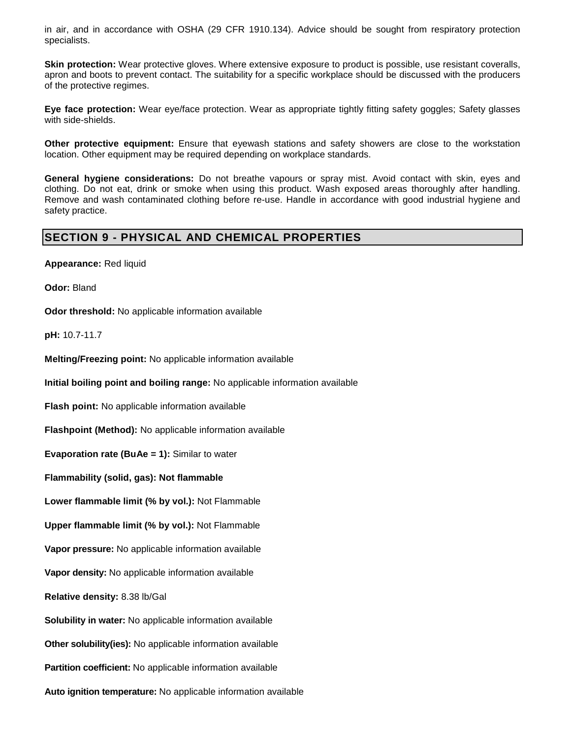in air, and in accordance with OSHA (29 CFR 1910.134). Advice should be sought from respiratory protection specialists.

**Skin protection:** Wear protective gloves. Where extensive exposure to product is possible, use resistant coveralls, apron and boots to prevent contact. The suitability for a specific workplace should be discussed with the producers of the protective regimes.

**Eye face protection:** Wear eye/face protection. Wear as appropriate tightly fitting safety goggles; Safety glasses with side-shields.

**Other protective equipment:** Ensure that eyewash stations and safety showers are close to the workstation location. Other equipment may be required depending on workplace standards.

**General hygiene considerations:** Do not breathe vapours or spray mist. Avoid contact with skin, eyes and clothing. Do not eat, drink or smoke when using this product. Wash exposed areas thoroughly after handling. Remove and wash contaminated clothing before re-use. Handle in accordance with good industrial hygiene and safety practice.

## SECTION 9 - PHYSICAL AND CHEMICAL PROPERTIES

**Appearance:** Red liquid

**Odor:** Bland

**Odor threshold:** No applicable information available

**pH:** 10.7-11.7

**Melting/Freezing point:** No applicable information available

**Initial boiling point and boiling range:** No applicable information available

**Flash point:** No applicable information available

**Flashpoint (Method):** No applicable information available

**Evaporation rate (BuAe = 1):** Similar to water

**Flammability (solid, gas): Not flammable**

**Lower flammable limit (% by vol.):** Not Flammable

**Upper flammable limit (% by vol.):** Not Flammable

**Vapor pressure:** No applicable information available

**Vapor density:** No applicable information available

**Relative density:** 8.38 lb/Gal

**Solubility in water:** No applicable information available

**Other solubility(ies):** No applicable information available

**Partition coefficient:** No applicable information available

**Auto ignition temperature:** No applicable information available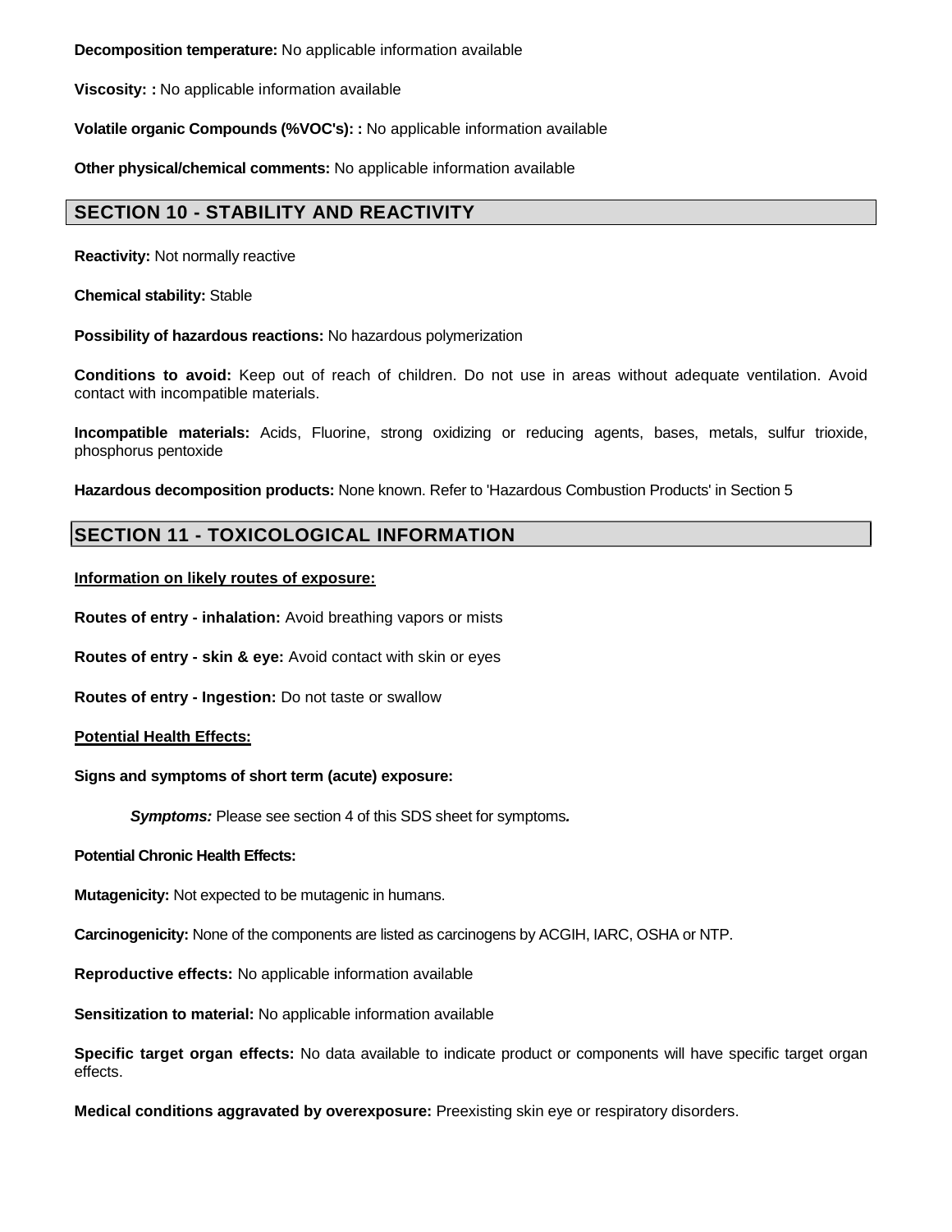**Decomposition temperature:** No applicable information available

**Viscosity: :** No applicable information available

**Volatile organic Compounds (%VOC's): :** No applicable information available

**Other physical/chemical comments:** No applicable information available

## SECTION 10 - STABILITY AND REACTIVITY

**Reactivity:** Not normally reactive

**Chemical stability:** Stable

**Possibility of hazardous reactions:** No hazardous polymerization

**Conditions to avoid:** Keep out of reach of children. Do not use in areas without adequate ventilation. Avoid contact with incompatible materials.

**Incompatible materials:** Acids, Fluorine, strong oxidizing or reducing agents, bases, metals, sulfur trioxide, phosphorus pentoxide

**Hazardous decomposition products:** None known. Refer to 'Hazardous Combustion Products' in Section 5

## SECTION 11 - TOXICOLOGICAL INFORMATION

**Information on likely routes of exposure:**

**Routes of entry - inhalation:** Avoid breathing vapors or mists

**Routes of entry - skin & eye:** Avoid contact with skin or eyes

**Routes of entry - Ingestion:** Do not taste or swallow

**Potential Health Effects:**

**Signs and symptoms of short term (acute) exposure:**

***Symptoms:*** Please see section 4 of this SDS sheet for symptoms.

**Potential Chronic Health Effects:**

**Mutagenicity:** Not expected to be mutagenic in humans.

**Carcinogenicity:** None of the components are listed as carcinogens by ACGIH, IARC, OSHA or NTP.

**Reproductive effects:** No applicable information available

**Sensitization to material:** No applicable information available

**Specific target organ effects:** No data available to indicate product or components will have specific target organ effects.

**Medical conditions aggravated by overexposure:** Preexisting skin eye or respiratory disorders.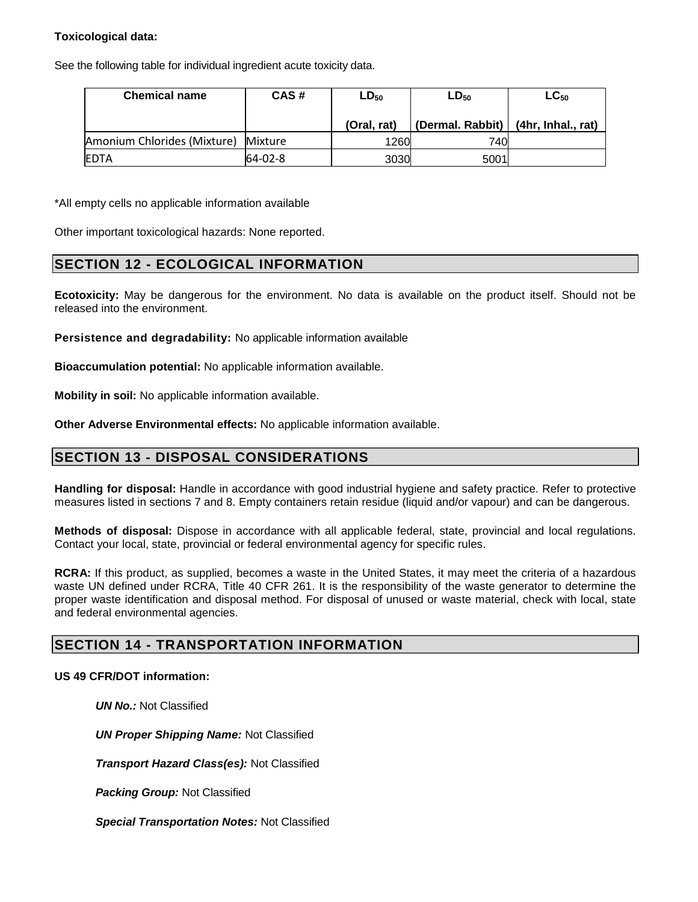**Toxicological data:**

See the following table for individual ingredient acute toxicity data.

| Chemical name | CAS # | $LD_{50}$ (Oral, rat) | $LD_{50}$ (Dermal. Rabbit) | $LC_{50}$ (4hr, Inhal., rat) |
|---|---|---|---|---|
| Amonium Chlorides (Mixture) | Mixture | 1260 | 740 | |
| EDTA | 64-02-8 | 3030 | 5001 | |

*All empty cells no applicable information available

Other important toxicological hazards: None reported.

## SECTION 12 - ECOLOGICAL INFORMATION

**Ecotoxicity:** May be dangerous for the environment. No data is available on the product itself. Should not be released into the environment.

**Persistence and degradability:** No applicable information available

**Bioaccumulation potential:** No applicable information available.

**Mobility in soil:** No applicable information available.

**Other Adverse Environmental effects:** No applicable information available.

## SECTION 13 - DISPOSAL CONSIDERATIONS

**Handling for disposal:** Handle in accordance with good industrial hygiene and safety practice. Refer to protective measures listed in sections 7 and 8. Empty containers retain residue (liquid and/or vapour) and can be dangerous.

**Methods of disposal:** Dispose in accordance with all applicable federal, state, provincial and local regulations. Contact your local, state, provincial or federal environmental agency for specific rules.

**RCRA:** If this product, as supplied, becomes a waste in the United States, it may meet the criteria of a hazardous waste UN defined under RCRA, Title 40 CFR 261. It is the responsibility of the waste generator to determine the proper waste identification and disposal method. For disposal of unused or waste material, check with local, state and federal environmental agencies.

## SECTION 14 - TRANSPORTATION INFORMATION

**US 49 CFR/DOT information:**

***UN No.:*** Not Classified

***UN Proper Shipping Name:*** Not Classified

***Transport Hazard Class(es):*** Not Classified

***Packing Group:*** Not Classified

***Special Transportation Notes:*** Not Classified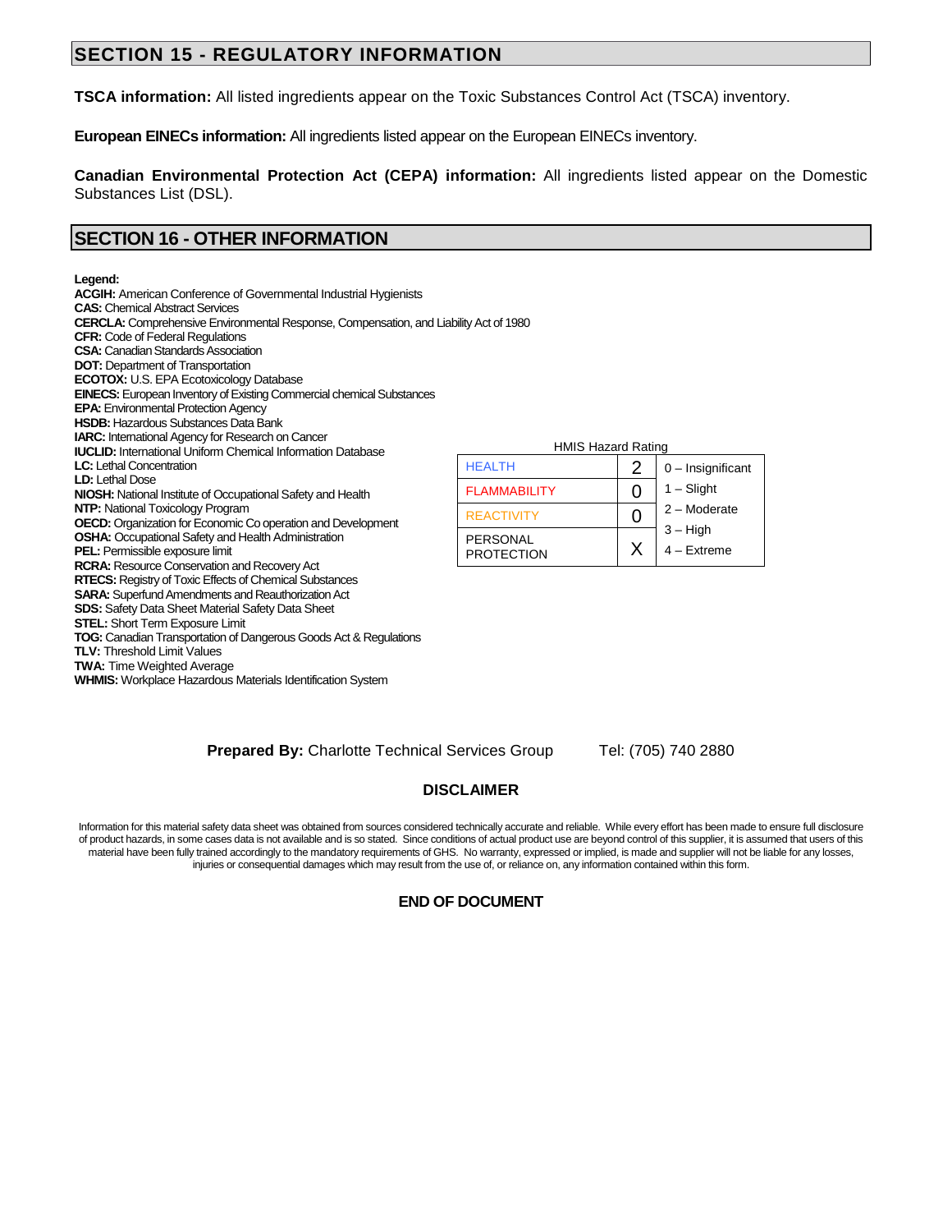## SECTION 15 - REGULATORY INFORMATION

**TSCA information:** All listed ingredients appear on the Toxic Substances Control Act (TSCA) inventory.

**European EINECs information:** All ingredients listed appear on the European EINECs inventory.

**Canadian Environmental Protection Act (CEPA) information:** All ingredients listed appear on the Domestic Substances List (DSL).

## SECTION 16 - OTHER INFORMATION

**Legend:**
**ACGIH:** American Conference of Governmental Industrial Hygienists
**CAS:** Chemical Abstract Services
**CERCLA:** Comprehensive Environmental Response, Compensation, and Liability Act of 1980
**CFR:** Code of Federal Regulations
**CSA:** Canadian Standards Association
**DOT:** Department of Transportation
**ECOTOX:** U.S. EPA Ecotoxicology Database
**EINECS:** European Inventory of Existing Commercial chemical Substances
**EPA:** Environmental Protection Agency
**HSDB:** Hazardous Substances Data Bank
**IARC:** International Agency for Research on Cancer
**IUCLID:** International Uniform Chemical Information Database
**LC:** Lethal Concentration
**LD:** Lethal Dose
**NIOSH:** National Institute of Occupational Safety and Health
**NTP:** National Toxicology Program
**OECD:** Organization for Economic Co operation and Development
**OSHA:** Occupational Safety and Health Administration
**PEL:** Permissible exposure limit
**RCRA:** Resource Conservation and Recovery Act
**RTECS:** Registry of Toxic Effects of Chemical Substances
**SARA:** Superfund Amendments and Reauthorization Act
**SDS:** Safety Data Sheet Material Safety Data Sheet
**STEL:** Short Term Exposure Limit
**TOG:** Canadian Transportation of Dangerous Goods Act & Regulations
**TLV:** Threshold Limit Values
**TWA:** Time Weighted Average
**WHMIS:** Workplace Hazardous Materials Identification System

HMIS Hazard Rating

| | | |
|---|---|---|
| HEALTH | 2 | 0 – Insignificant |
| FLAMMABILITY | 0 | 1 – Slight |
| REACTIVITY | 0 | 2 – Moderate |
| PERSONAL PROTECTION | X | 3 – High<br>4 – Extreme |

**Prepared By:** Charlotte Technical Services Group Tel: (705) 740 2880

**DISCLAIMER**

Information for this material safety data sheet was obtained from sources considered technically accurate and reliable. While every effort has been made to ensure full disclosure of product hazards, in some cases data is not available and is so stated. Since conditions of actual product use are beyond control of this supplier, it is assumed that users of this material have been fully trained accordingly to the mandatory requirements of GHS. No warranty, expressed or implied, is made and supplier will not be liable for any losses, injuries or consequential damages which may result from the use of, or reliance on, any information contained within this form.

**END OF DOCUMENT**